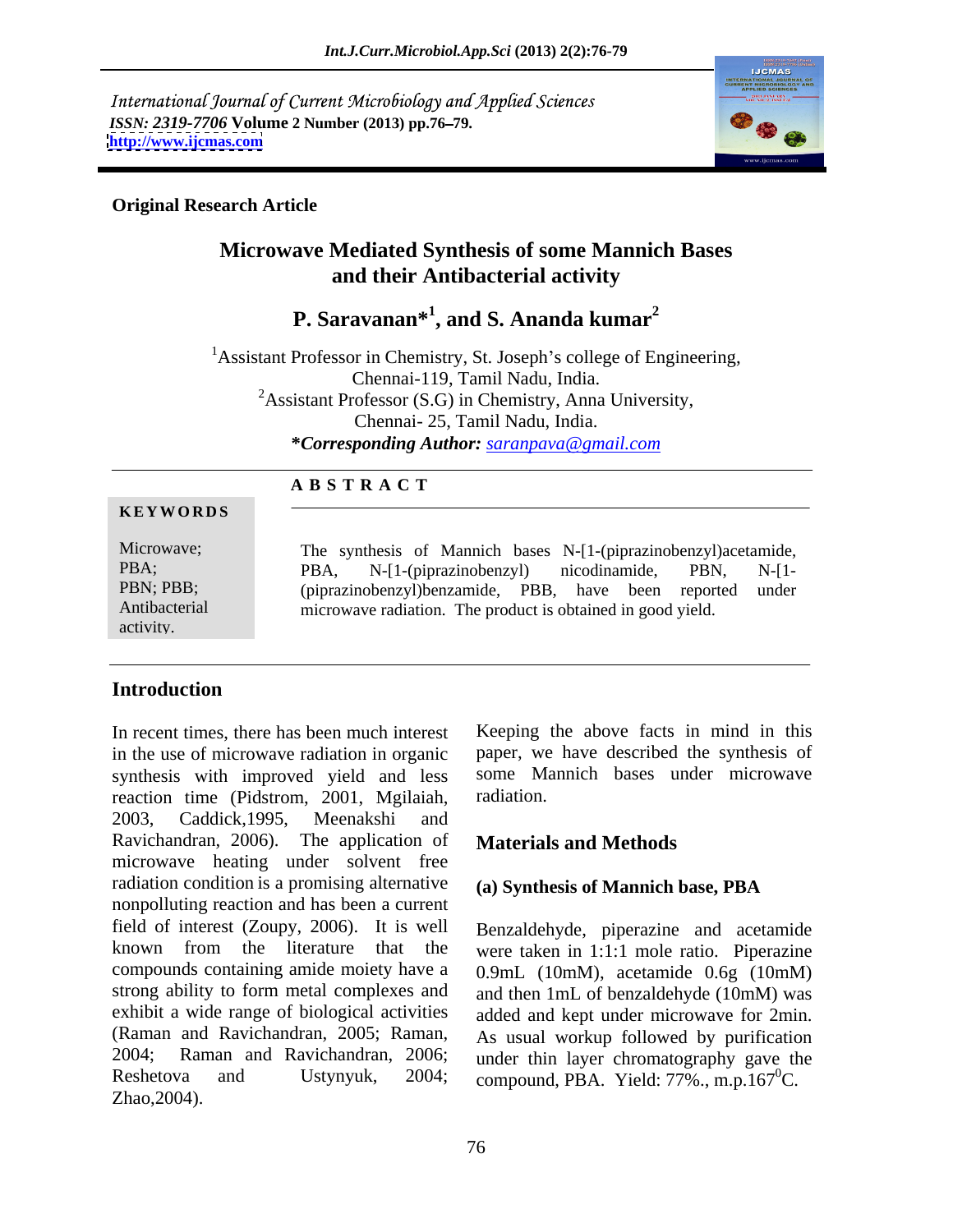International Journal of Current Microbiology and Applied Sciences
*ISSN: 2319-7706* **Volume** 2 Number (2013) pp.76–79.
http://www.ijcmas.com

**Original Research Article**

# Microwave Mediated Synthesis of some Mannich Bases and their Antibacterial activity

**P. Saravanan*[1], and S. Ananda kumar[2]**

[1]Assistant Professor in Chemistry, St. Joseph's college of Engineering, Chennai-119, Tamil Nadu, India.
[2]Assistant Professor (S.G) in Chemistry, Anna University, Chennai- 25, Tamil Nadu, India.
***Corresponding Author:** saranpava@gmail.com

**KEYWORDS**

Microwave; PBA; PBN; PBB; Antibacterial activity.

**ABSTRACT**

The synthesis of Mannich bases N-[1-(piprazinobenzyl)acetamide, PBA, N-[1-(piprazinobenzyl) nicodinamide, PBN, N-[1-(piprazinobenzyl)benzamide, PBB, have been reported under microwave radiation. The product is obtained in good yield.

## Introduction

In recent times, there has been much interest in the use of microwave radiation in organic synthesis with improved yield and less reaction time (Pidstrom, 2001, Mgilaiah, 2003, Caddick,1995, Meenakshi and Ravichandran, 2006). The application of microwave heating under solvent free radiation condition is a promising alternative nonpolluting reaction and has been a current field of interest (Zoupy, 2006). It is well known from the literature that the compounds containing amide moiety have a strong ability to form metal complexes and exhibit a wide range of biological activities (Raman and Ravichandran, 2005; Raman, 2004; Raman and Ravichandran, 2006; Reshetova and Ustynyuk, 2004; Zhao,2004).

Keeping the above facts in mind in this paper, we have described the synthesis of some Mannich bases under microwave radiation.

## Materials and Methods

### (a) Synthesis of Mannich base, PBA

Benzaldehyde, piperazine and acetamide were taken in 1:1:1 mole ratio. Piperazine 0.9mL (10mM), acetamide 0.6g (10mM) and then 1mL of benzaldehyde (10mM) was added and kept under microwave for 2min. As usual workup followed by purification under thin layer chromatography gave the compound, PBA. Yield: 77%., m.p.167$^{0}$C.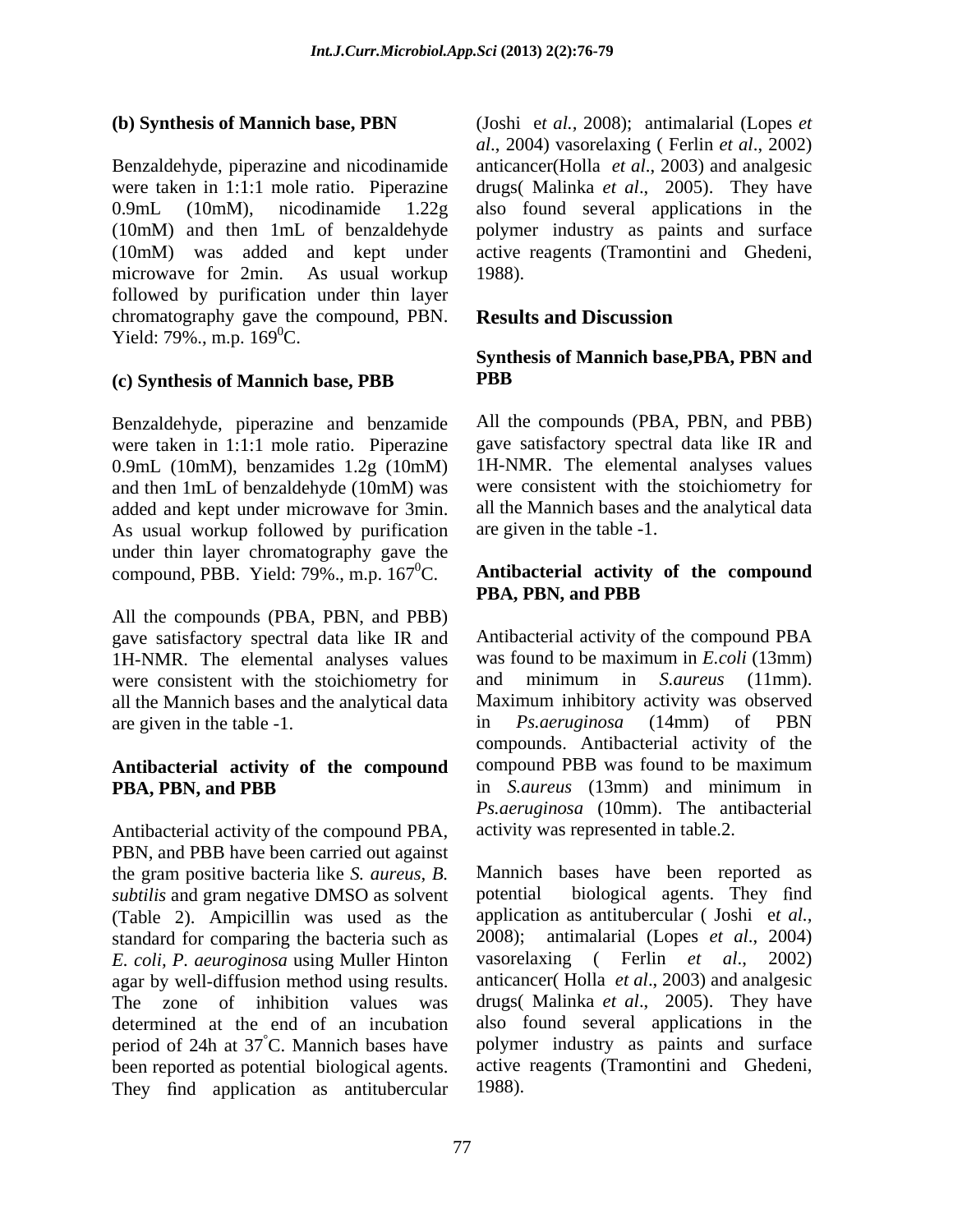**(b) Synthesis of Mannich base, PBN**

Benzaldehyde, piperazine and nicodinamide were taken in 1:1:1 mole ratio. Piperazine 0.9mL (10mM), nicodinamide 1.22g (10mM) and then 1mL of benzaldehyde (10mM) was added and kept under microwave for 2min. As usual workup followed by purification under thin layer chromatography gave the compound, PBN. Yield: 79%., m.p. $169^0$C.

**(c) Synthesis of Mannich base, PBB**

Benzaldehyde, piperazine and benzamide were taken in 1:1:1 mole ratio. Piperazine 0.9mL (10mM), benzamides 1.2g (10mM) and then 1mL of benzaldehyde (10mM) was added and kept under microwave for 3min. As usual workup followed by purification under thin layer chromatography gave the compound, PBB. Yield: 79%., m.p. $167^0$C.

All the compounds (PBA, PBN, and PBB) gave satisfactory spectral data like IR and 1H-NMR. The elemental analyses values were consistent with the stoichiometry for all the Mannich bases and the analytical data are given in the table -1.

**Antibacterial activity of the compound PBA, PBN, and PBB**

Antibacterial activity of the compound PBA, PBN, and PBB have been carried out against the gram positive bacteria like *S. aureus*, *B. subtilis* and gram negative DMSO as solvent (Table 2). Ampicillin was used as the standard for comparing the bacteria such as *E. coli*, *P. aeuroginosa* using Muller Hinton agar by well-diffusion method using results. The zone of inhibition values was determined at the end of an incubation period of 24h at 37°C. Mannich bases have been reported as potential biological agents. They find application as antitubercular (Joshi et *al.*, 2008); antimalarial (Lopes *et al*., 2004) vasorelaxing ( Ferlin *et al*., 2002) anticancer(Holla *et al*., 2003) and analgesic drugs( Malinka *et al*., 2005). They have also found several applications in the polymer industry as paints and surface active reagents (Tramontini and Ghedeni, 1988).

## Results and Discussion

**Synthesis of Mannich base,PBA, PBN and PBB**

All the compounds (PBA, PBN, and PBB) gave satisfactory spectral data like IR and 1H-NMR. The elemental analyses values were consistent with the stoichiometry for all the Mannich bases and the analytical data are given in the table -1.

**Antibacterial activity of the compound PBA, PBN, and PBB**

Antibacterial activity of the compound PBA was found to be maximum in *E.coli* (13mm) and minimum in *S.aureus* (11mm). Maximum inhibitory activity was observed in *Ps.aeruginosa* (14mm) of PBN compounds. Antibacterial activity of the compound PBB was found to be maximum in *S.aureus* (13mm) and minimum in *Ps.aeruginosa* (10mm). The antibacterial activity was represented in table.2.

Mannich bases have been reported as potential biological agents. They find application as antitubercular ( Joshi e*t al.*, 2008); antimalarial (Lopes *et al*., 2004) vasorelaxing ( Ferlin *et al*., 2002) anticancer( Holla *et al*., 2003) and analgesic drugs( Malinka *et al*., 2005). They have also found several applications in the polymer industry as paints and surface active reagents (Tramontini and Ghedeni, 1988).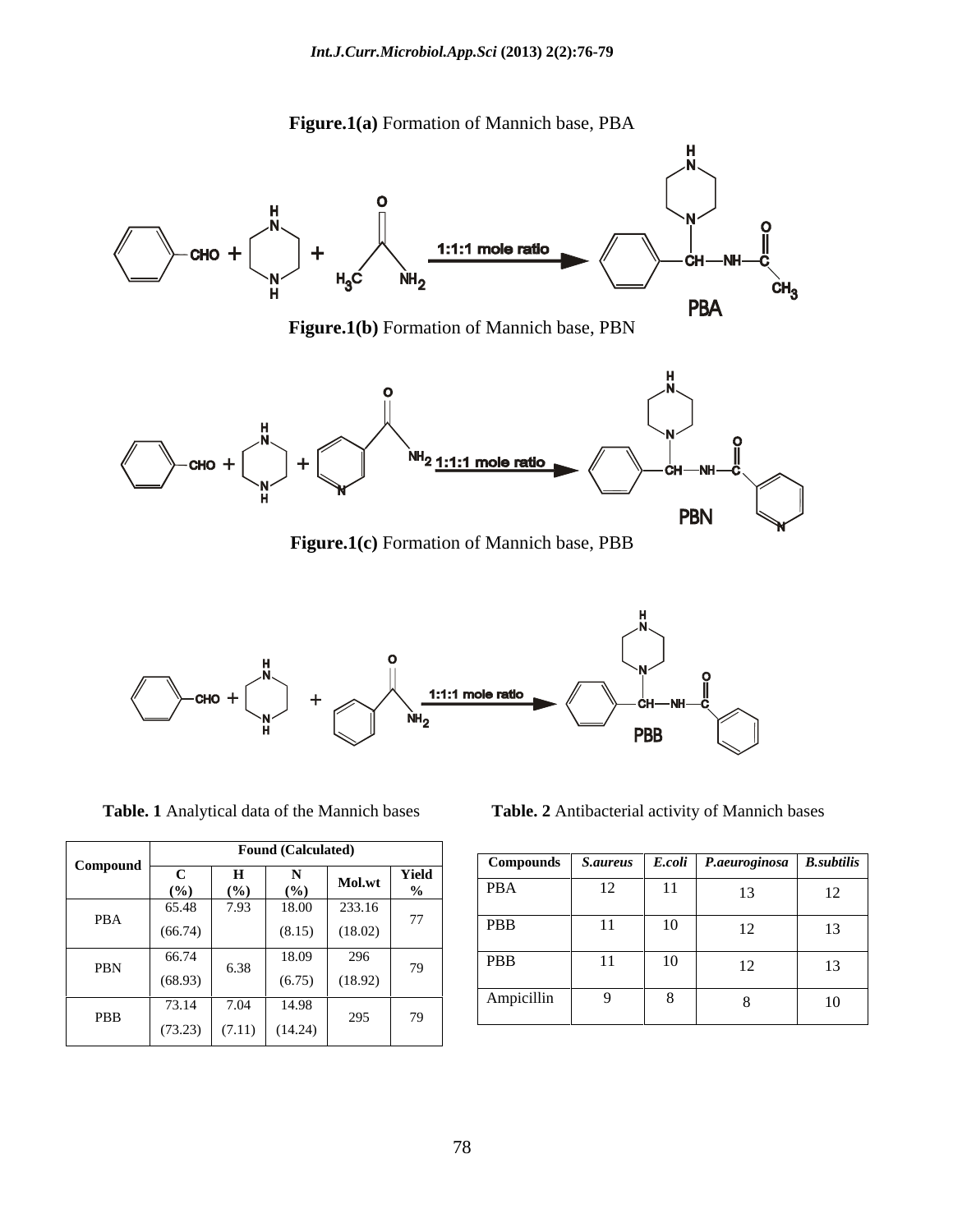**Figure.1(a)** Formation of Mannich base, PBA

**Figure.1(b)** Formation of Mannich base, PBN

**Figure.1(c)** Formation of Mannich base, PBB

**Table. 1** Analytical data of the Mannich bases

| Compound | Found (Calculated) | | | | |
|---|---|---|---|---|---|
| | C (%) | H (%) | N (%) | Mol.wt | Yield % |
| PBA | 65.48 (66.74) | 7.93 | 18.00 (8.15) | 233.16 (18.02) | 77 |
| PBN | 66.74 (68.93) | 6.38 | 18.09 (6.75) | 296 (18.92) | 79 |
| PBB | 73.14 (73.23) | 7.04 (7.11) | 14.98 (14.24) | 295 | 79 |

**Table. 2** Antibacterial activity of Mannich bases

| Compounds | *S.aureus* | *E.coli* | *P.aeuroginosa* | *B.subtilis* |
|---|---|---|---|---|
| PBA | 12 | 11 | 13 | 12 |
| PBB | 11 | 10 | 12 | 13 |
| PBB | 11 | 10 | 12 | 13 |
| Ampicillin | 9 | 8 | 8 | 10 |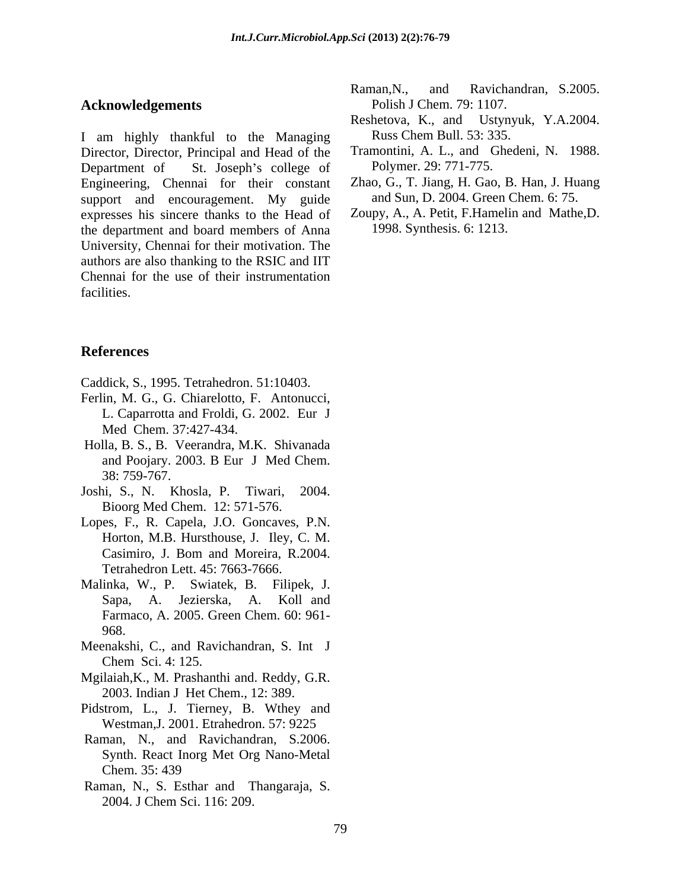## Acknowledgements

I am highly thankful to the Managing Director, Director, Principal and Head of the Department of St. Joseph's college of Engineering, Chennai for their constant support and encouragement. My guide expresses his sincere thanks to the Head of the department and board members of Anna University, Chennai for their motivation. The authors are also thanking to the RSIC and IIT Chennai for the use of their instrumentation facilities.

## References

Caddick, S., 1995. Tetrahedron. 51:10403.

Ferlin, M. G., G. Chiarelotto, F. Antonucci, L. Caparrotta and Froldi, G. 2002. Eur J Med Chem. 37:427-434.

Holla, B. S., B. Veerandra, M.K. Shivanada and Poojary. 2003. B Eur J Med Chem. 38: 759-767.

Joshi, S., N. Khosla, P. Tiwari, 2004. Bioorg Med Chem. 12: 571-576.

Lopes, F., R. Capela, J.O. Goncaves, P.N. Horton, M.B. Hursthouse, J. Iley, C. M. Casimiro, J. Bom and Moreira, R.2004. Tetrahedron Lett. 45: 7663-7666.

Malinka, W., P. Swiatek, B. Filipek, J. Sapa, A. Jezierska, A. Koll and Farmaco, A. 2005. Green Chem. 60: 961-968.

Meenakshi, C., and Ravichandran, S. Int J Chem Sci. 4: 125.

Mgilaiah,K., M. Prashanthi and. Reddy, G.R. 2003. Indian J Het Chem., 12: 389.

Pidstrom, L., J. Tierney, B. Wthey and Westman,J. 2001. Etrahedron. 57: 9225

Raman, N., and Ravichandran, S.2006. Synth. React Inorg Met Org Nano-Metal Chem. 35: 439

Raman, N., S. Esthar and Thangaraja, S. 2004. J Chem Sci. 116: 209.

Raman,N., and Ravichandran, S.2005. Polish J Chem. 79: 1107.

Reshetova, K., and Ustynyuk, Y.A.2004. Russ Chem Bull. 53: 335.

Tramontini, A. L., and Ghedeni, N. 1988. Polymer. 29: 771-775.

Zhao, G., T. Jiang, H. Gao, B. Han, J. Huang and Sun, D. 2004. Green Chem. 6: 75.

Zoupy, A., A. Petit, F.Hamelin and Mathe,D. 1998. Synthesis. 6: 1213.